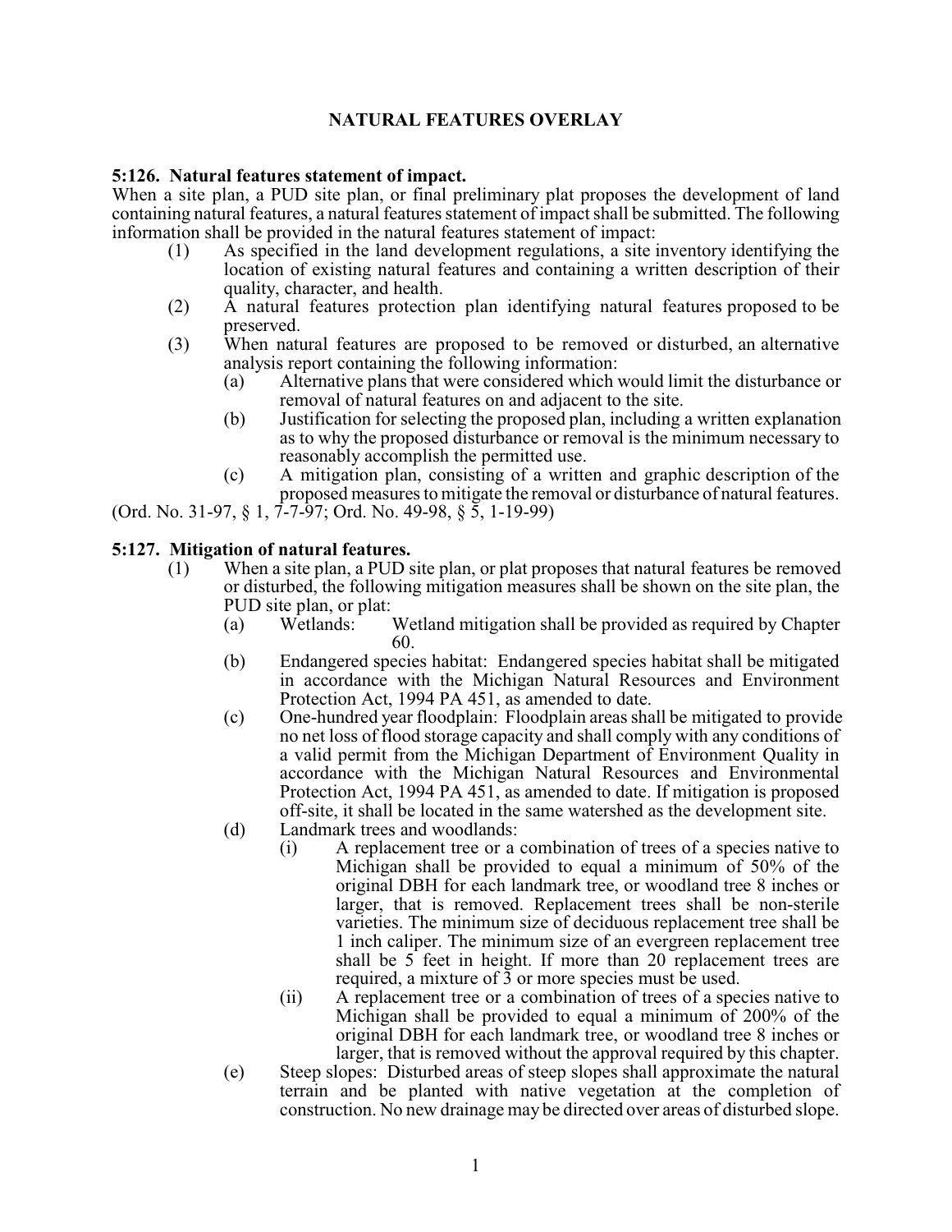# NATURAL FEATURES OVERLAY

**5:126. Natural features statement of impact.**

When a site plan, a PUD site plan, or final preliminary plat proposes the development of land containing natural features, a natural features statement of impact shall be submitted. The following information shall be provided in the natural features statement of impact:

(1) As specified in the land development regulations, a site inventory identifying the location of existing natural features and containing a written description of their quality, character, and health.

(2) A natural features protection plan identifying natural features proposed to be preserved.

(3) When natural features are proposed to be removed or disturbed, an alternative analysis report containing the following information:

- (a) Alternative plans that were considered which would limit the disturbance or removal of natural features on and adjacent to the site.
- (b) Justification for selecting the proposed plan, including a written explanation as to why the proposed disturbance or removal is the minimum necessary to reasonably accomplish the permitted use.
- (c) A mitigation plan, consisting of a written and graphic description of the proposed measures to mitigate the removal or disturbance of natural features.

(Ord. No. 31-97, § 1, 7-7-97; Ord. No. 49-98, § 5, 1-19-99)

**5:127. Mitigation of natural features.**

(1) When a site plan, a PUD site plan, or plat proposes that natural features be removed or disturbed, the following mitigation measures shall be shown on the site plan, the PUD site plan, or plat:

- (a) Wetlands: Wetland mitigation shall be provided as required by Chapter 60.
- (b) Endangered species habitat: Endangered species habitat shall be mitigated in accordance with the Michigan Natural Resources and Environment Protection Act, 1994 PA 451, as amended to date.
- (c) One-hundred year floodplain: Floodplain areas shall be mitigated to provide no net loss of flood storage capacity and shall comply with any conditions of a valid permit from the Michigan Department of Environment Quality in accordance with the Michigan Natural Resources and Environmental Protection Act, 1994 PA 451, as amended to date. If mitigation is proposed off-site, it shall be located in the same watershed as the development site.
- (d) Landmark trees and woodlands:
  - (i) A replacement tree or a combination of trees of a species native to Michigan shall be provided to equal a minimum of 50% of the original DBH for each landmark tree, or woodland tree 8 inches or larger, that is removed. Replacement trees shall be non-sterile varieties. The minimum size of deciduous replacement tree shall be 1 inch caliper. The minimum size of an evergreen replacement tree shall be 5 feet in height. If more than 20 replacement trees are required, a mixture of 3 or more species must be used.
  - (ii) A replacement tree or a combination of trees of a species native to Michigan shall be provided to equal a minimum of 200% of the original DBH for each landmark tree, or woodland tree 8 inches or larger, that is removed without the approval required by this chapter.
- (e) Steep slopes: Disturbed areas of steep slopes shall approximate the natural terrain and be planted with native vegetation at the completion of construction. No new drainage may be directed over areas of disturbed slope.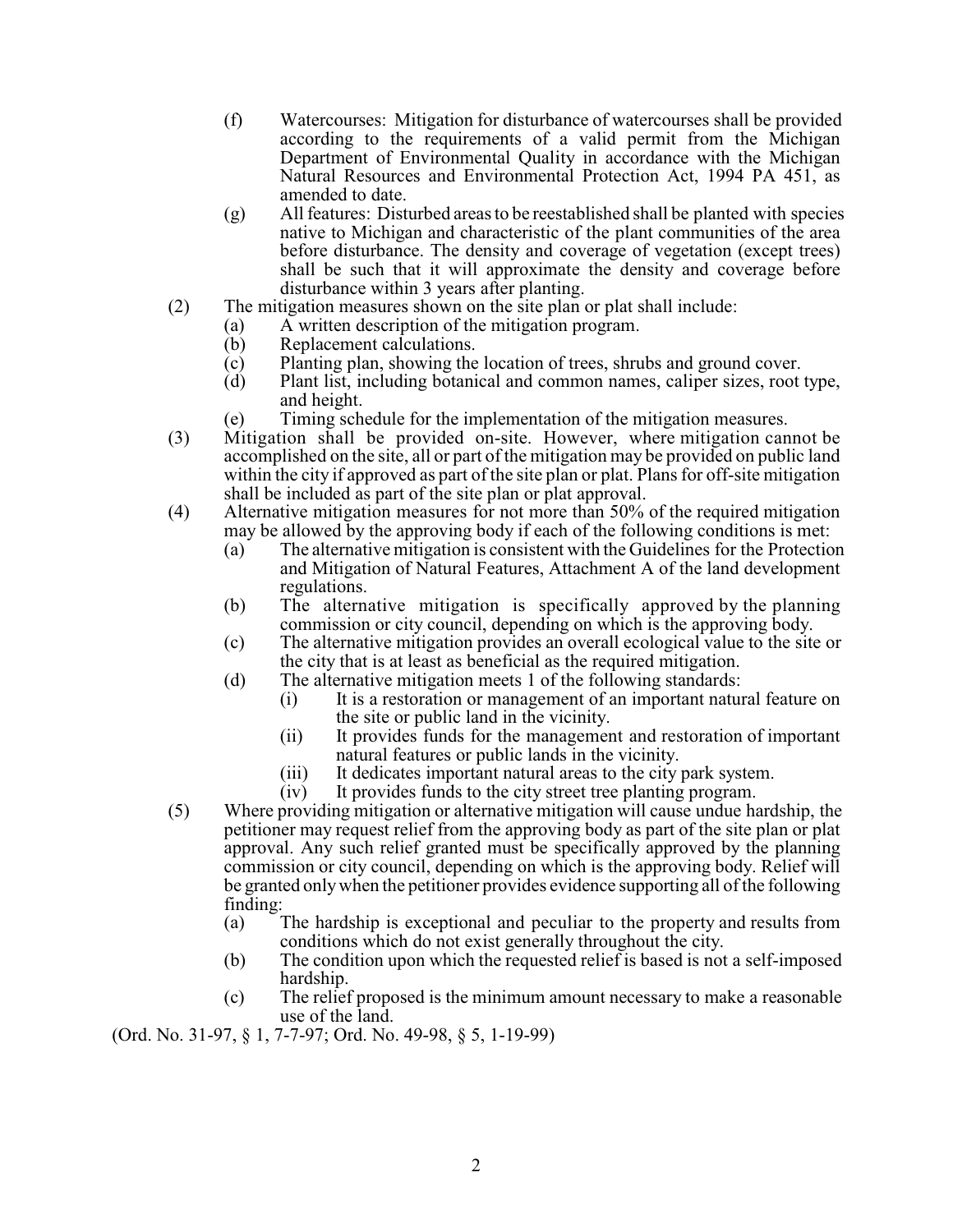(f) Watercourses: Mitigation for disturbance of watercourses shall be provided according to the requirements of a valid permit from the Michigan Department of Environmental Quality in accordance with the Michigan Natural Resources and Environmental Protection Act, 1994 PA 451, as amended to date.

(g) All features: Disturbed areas to be reestablished shall be planted with species native to Michigan and characteristic of the plant communities of the area before disturbance. The density and coverage of vegetation (except trees) shall be such that it will approximate the density and coverage before disturbance within 3 years after planting.

(2) The mitigation measures shown on the site plan or plat shall include:

- (a) A written description of the mitigation program.
- (b) Replacement calculations.
- (c) Planting plan, showing the location of trees, shrubs and ground cover.
- (d) Plant list, including botanical and common names, caliper sizes, root type, and height.
- (e) Timing schedule for the implementation of the mitigation measures.

(3) Mitigation shall be provided on-site. However, where mitigation cannot be accomplished on the site, all or part of the mitigation may be provided on public land within the city if approved as part of the site plan or plat. Plans for off-site mitigation shall be included as part of the site plan or plat approval.

(4) Alternative mitigation measures for not more than 50% of the required mitigation may be allowed by the approving body if each of the following conditions is met:

- (a) The alternative mitigation is consistent with the Guidelines for the Protection and Mitigation of Natural Features, Attachment A of the land development regulations.
- (b) The alternative mitigation is specifically approved by the planning commission or city council, depending on which is the approving body.
- (c) The alternative mitigation provides an overall ecological value to the site or the city that is at least as beneficial as the required mitigation.
- (d) The alternative mitigation meets 1 of the following standards:
  - (i) It is a restoration or management of an important natural feature on the site or public land in the vicinity.
  - (ii) It provides funds for the management and restoration of important natural features or public lands in the vicinity.
  - (iii) It dedicates important natural areas to the city park system.
  - (iv) It provides funds to the city street tree planting program.

(5) Where providing mitigation or alternative mitigation will cause undue hardship, the petitioner may request relief from the approving body as part of the site plan or plat approval. Any such relief granted must be specifically approved by the planning commission or city council, depending on which is the approving body. Relief will be granted only when the petitioner provides evidence supporting all of the following finding:

- (a) The hardship is exceptional and peculiar to the property and results from conditions which do not exist generally throughout the city.
- (b) The condition upon which the requested relief is based is not a self-imposed hardship.
- (c) The relief proposed is the minimum amount necessary to make a reasonable use of the land.

(Ord. No. 31-97, § 1, 7-7-97; Ord. No. 49-98, § 5, 1-19-99)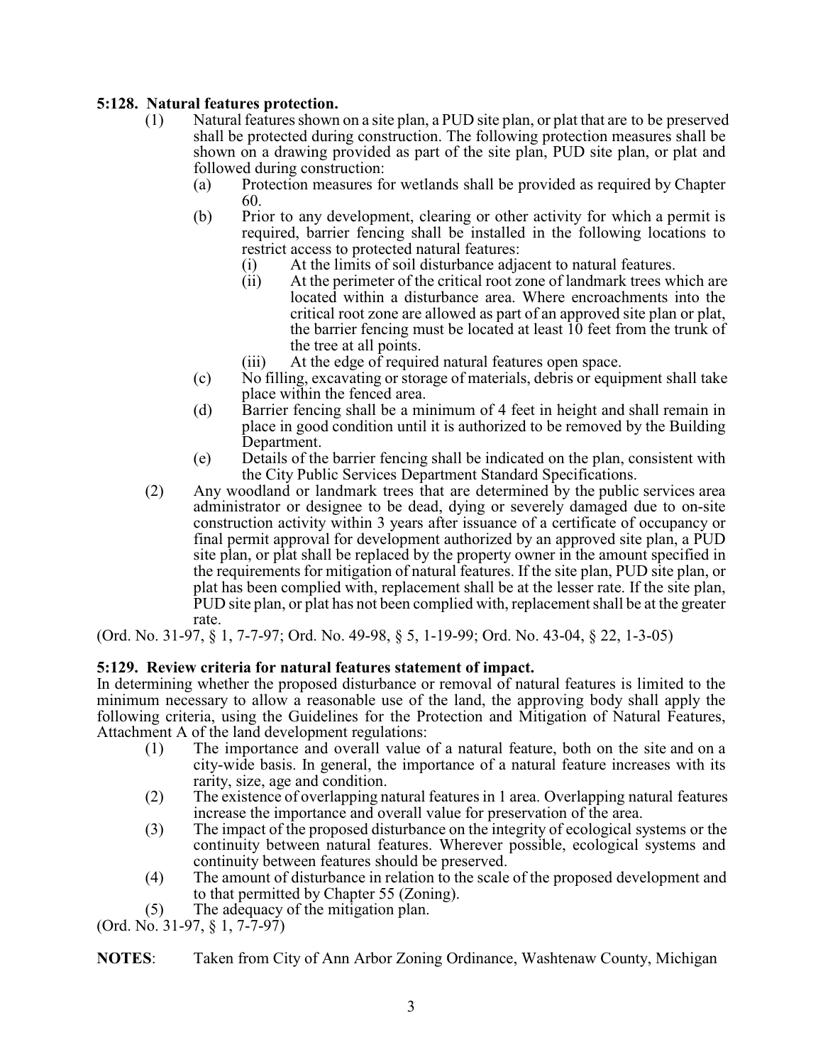**5:128. Natural features protection.**

(1) Natural features shown on a site plan, a PUD site plan, or plat that are to be preserved shall be protected during construction. The following protection measures shall be shown on a drawing provided as part of the site plan, PUD site plan, or plat and followed during construction:

  (a) Protection measures for wetlands shall be provided as required by Chapter 60.

  (b) Prior to any development, clearing or other activity for which a permit is required, barrier fencing shall be installed in the following locations to restrict access to protected natural features:

    (i) At the limits of soil disturbance adjacent to natural features.

    (ii) At the perimeter of the critical root zone of landmark trees which are located within a disturbance area. Where encroachments into the critical root zone are allowed as part of an approved site plan or plat, the barrier fencing must be located at least 10 feet from the trunk of the tree at all points.

    (iii) At the edge of required natural features open space.

  (c) No filling, excavating or storage of materials, debris or equipment shall take place within the fenced area.

  (d) Barrier fencing shall be a minimum of 4 feet in height and shall remain in place in good condition until it is authorized to be removed by the Building Department.

  (e) Details of the barrier fencing shall be indicated on the plan, consistent with the City Public Services Department Standard Specifications.

(2) Any woodland or landmark trees that are determined by the public services area administrator or designee to be dead, dying or severely damaged due to on-site construction activity within 3 years after issuance of a certificate of occupancy or final permit approval for development authorized by an approved site plan, a PUD site plan, or plat shall be replaced by the property owner in the amount specified in the requirements for mitigation of natural features. If the site plan, PUD site plan, or plat has been complied with, replacement shall be at the lesser rate. If the site plan, PUD site plan, or plat has not been complied with, replacement shall be at the greater rate.

(Ord. No. 31-97, § 1, 7-7-97; Ord. No. 49-98, § 5, 1-19-99; Ord. No. 43-04, § 22, 1-3-05)

**5:129. Review criteria for natural features statement of impact.**

In determining whether the proposed disturbance or removal of natural features is limited to the minimum necessary to allow a reasonable use of the land, the approving body shall apply the following criteria, using the Guidelines for the Protection and Mitigation of Natural Features, Attachment A of the land development regulations:

(1) The importance and overall value of a natural feature, both on the site and on a city-wide basis. In general, the importance of a natural feature increases with its rarity, size, age and condition.

(2) The existence of overlapping natural features in 1 area. Overlapping natural features increase the importance and overall value for preservation of the area.

(3) The impact of the proposed disturbance on the integrity of ecological systems or the continuity between natural features. Wherever possible, ecological systems and continuity between features should be preserved.

(4) The amount of disturbance in relation to the scale of the proposed development and to that permitted by Chapter 55 (Zoning).

(5) The adequacy of the mitigation plan.

(Ord. No. 31-97, § 1, 7-7-97)

**NOTES**: Taken from City of Ann Arbor Zoning Ordinance, Washtenaw County, Michigan